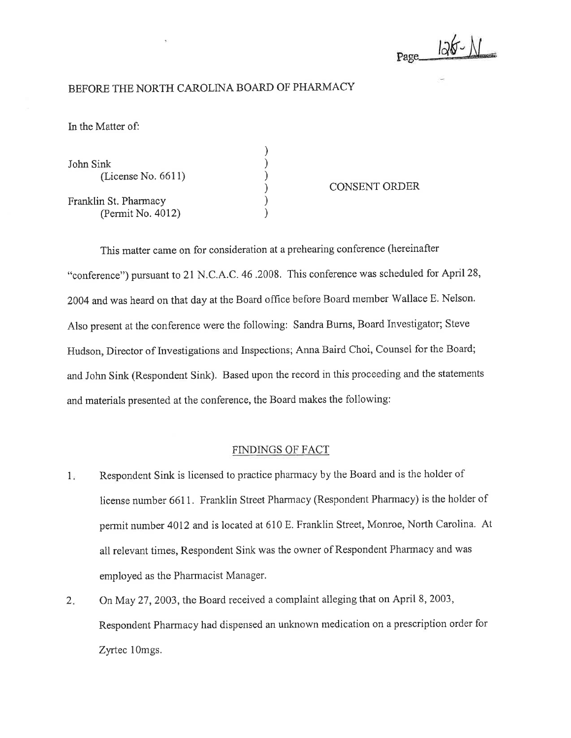BEFORE THE NORTH CAROLINA BOARD OF PHARMACY

In the Matter of:

John Sink
(License No. 6611)

Franklin St. Pharmacy
(Permit No. 4012)

CONSENT ORDER

This matter came on for consideration at a prehearing conference (hereinafter "conference") pursuant to 21 N.C.A.C. 46 .2008. This conference was scheduled for April 28, 2004 and was heard on that day at the Board office before Board member Wallace E. Nelson. Also present at the conference were the following: Sandra Burns, Board Investigator; Steve Hudson, Director of Investigations and Inspections; Anna Baird Choi, Counsel for the Board; and John Sink (Respondent Sink). Based upon the record in this proceeding and the statements and materials presented at the conference, the Board makes the following:

## FINDINGS OF FACT

1. Respondent Sink is licensed to practice pharmacy by the Board and is the holder of license number 6611. Franklin Street Pharmacy (Respondent Pharmacy) is the holder of permit number 4012 and is located at 610 E. Franklin Street, Monroe, North Carolina. At all relevant times, Respondent Sink was the owner of Respondent Pharmacy and was employed as the Pharmacist Manager.

2. On May 27, 2003, the Board received a complaint alleging that on April 8, 2003, Respondent Pharmacy had dispensed an unknown medication on a prescription order for Zyrtec 10mgs.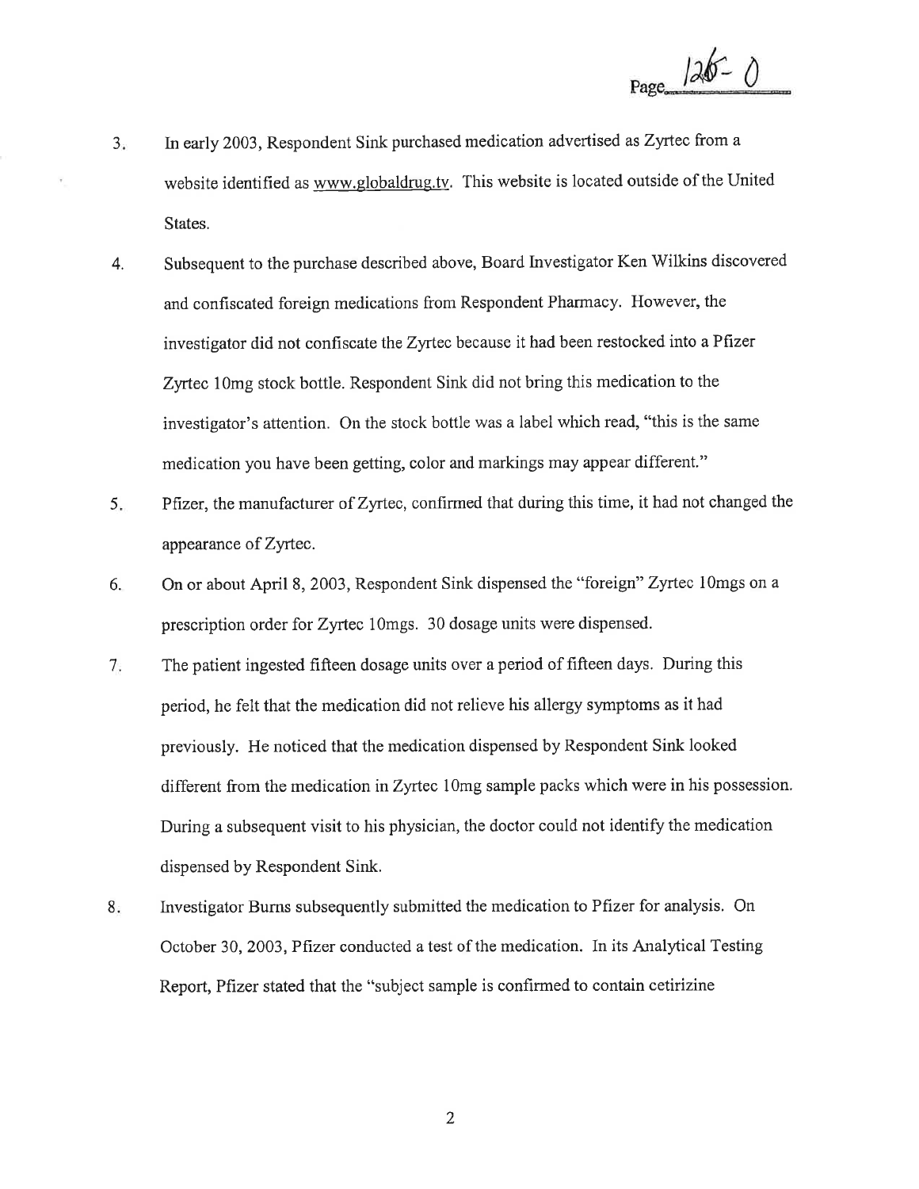3. In early 2003, Respondent Sink purchased medication advertised as Zyrtec from a website identified as www.globaldrug.tv. This website is located outside of the United States.

4. Subsequent to the purchase described above, Board Investigator Ken Wilkins discovered and confiscated foreign medications from Respondent Pharmacy. However, the investigator did not confiscate the Zyrtec because it had been restocked into a Pfizer Zyrtec 10mg stock bottle. Respondent Sink did not bring this medication to the investigator's attention. On the stock bottle was a label which read, "this is the same medication you have been getting, color and markings may appear different."

5. Pfizer, the manufacturer of Zyrtec, confirmed that during this time, it had not changed the appearance of Zyrtec.

6. On or about April 8, 2003, Respondent Sink dispensed the "foreign" Zyrtec 10mgs on a prescription order for Zyrtec 10mgs. 30 dosage units were dispensed.

7. The patient ingested fifteen dosage units over a period of fifteen days. During this period, he felt that the medication did not relieve his allergy symptoms as it had previously. He noticed that the medication dispensed by Respondent Sink looked different from the medication in Zyrtec 10mg sample packs which were in his possession. During a subsequent visit to his physician, the doctor could not identify the medication dispensed by Respondent Sink.

8. Investigator Burns subsequently submitted the medication to Pfizer for analysis. On October 30, 2003, Pfizer conducted a test of the medication. In its Analytical Testing Report, Pfizer stated that the "subject sample is confirmed to contain cetirizine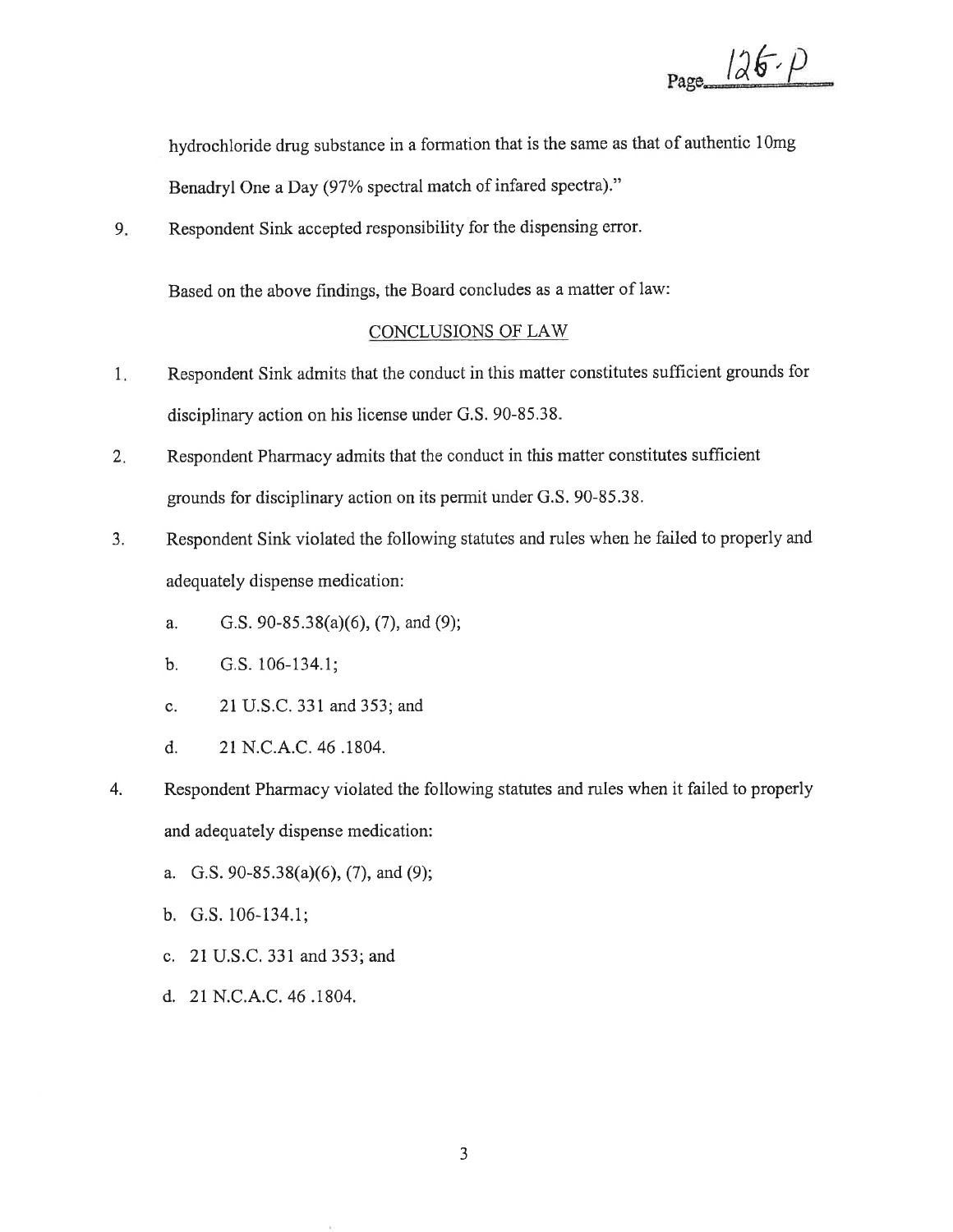hydrochloride drug substance in a formation that is the same as that of authentic 10mg Benadryl One a Day (97% spectral match of infared spectra)."

9. Respondent Sink accepted responsibility for the dispensing error.

Based on the above findings, the Board concludes as a matter of law:

## CONCLUSIONS OF LAW

1. Respondent Sink admits that the conduct in this matter constitutes sufficient grounds for disciplinary action on his license under G.S. 90-85.38.

2. Respondent Pharmacy admits that the conduct in this matter constitutes sufficient grounds for disciplinary action on its permit under G.S. 90-85.38.

3. Respondent Sink violated the following statutes and rules when he failed to properly and adequately dispense medication:

   a. G.S. 90-85.38(a)(6), (7), and (9);

   b. G.S. 106-134.1;

   c. 21 U.S.C. 331 and 353; and

   d. 21 N.C.A.C. 46 .1804.

4. Respondent Pharmacy violated the following statutes and rules when it failed to properly and adequately dispense medication:

   a. G.S. 90-85.38(a)(6), (7), and (9);

   b. G.S. 106-134.1;

   c. 21 U.S.C. 331 and 353; and

   d. 21 N.C.A.C. 46 .1804.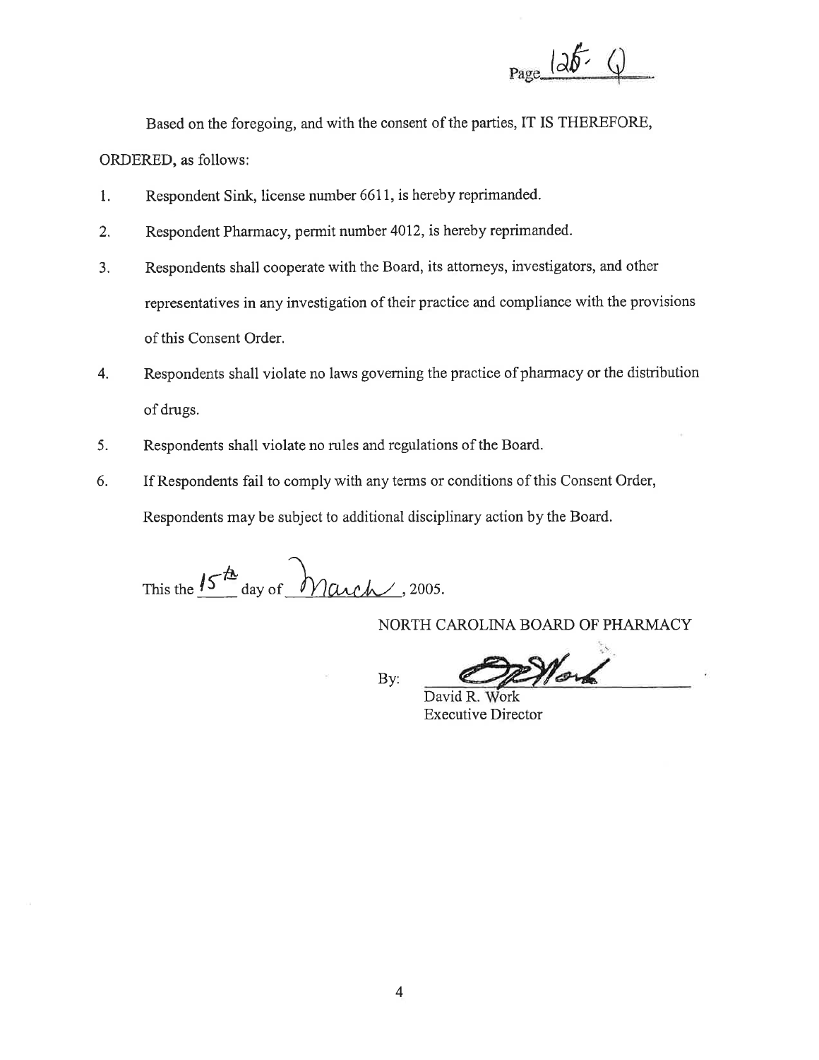Based on the foregoing, and with the consent of the parties, IT IS THEREFORE, ORDERED, as follows:

1. Respondent Sink, license number 6611, is hereby reprimanded.
2. Respondent Pharmacy, permit number 4012, is hereby reprimanded.
3. Respondents shall cooperate with the Board, its attorneys, investigators, and other representatives in any investigation of their practice and compliance with the provisions of this Consent Order.
4. Respondents shall violate no laws governing the practice of pharmacy or the distribution of drugs.
5. Respondents shall violate no rules and regulations of the Board.
6. If Respondents fail to comply with any terms or conditions of this Consent Order, Respondents may be subject to additional disciplinary action by the Board.

This the 15th day of March, 2005.

NORTH CAROLINA BOARD OF PHARMACY

By: David R. Work
Executive Director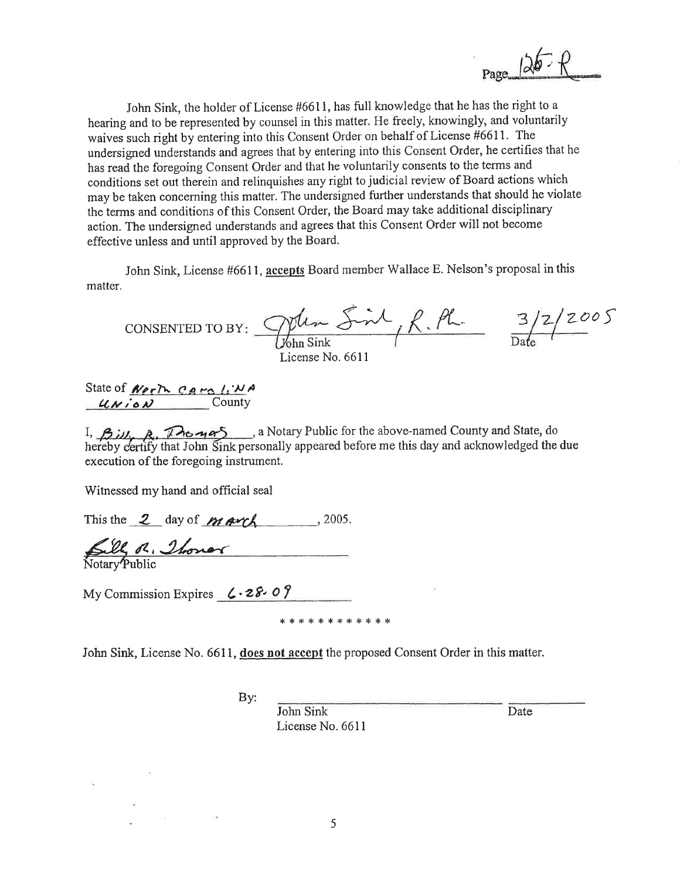Page 126-R

John Sink, the holder of License #6611, has full knowledge that he has the right to a hearing and to be represented by counsel in this matter. He freely, knowingly, and voluntarily waives such right by entering into this Consent Order on behalf of License #6611. The undersigned understands and agrees that by entering into this Consent Order, he certifies that he has read the foregoing Consent Order and that he voluntarily consents to the terms and conditions set out therein and relinquishes any right to judicial review of Board actions which may be taken concerning this matter. The undersigned further understands that should he violate the terms and conditions of this Consent Order, the Board may take additional disciplinary action. The undersigned understands and agrees that this Consent Order will not become effective unless and until approved by the Board.

John Sink, License #6611, **accepts** Board member Wallace E. Nelson's proposal in this matter.

CONSENTED TO BY: John Sink, R.Ph. 3/2/2005
John Sink Date
License No. 6611

State of North Carolina
Union County

I, Billy R. Thomas, a Notary Public for the above-named County and State, do hereby certify that John Sink personally appeared before me this day and acknowledged the due execution of the foregoing instrument.

Witnessed my hand and official seal

This the 2 day of March, 2005.

Billy R. Thomas
Notary Public

My Commission Expires 6-28-09

\* \* \* \* \* \* \* \* \* \* \* \*

John Sink, License No. 6611, **does not accept** the proposed Consent Order in this matter.

By: ______________________ __________
John Sink Date
License No. 6611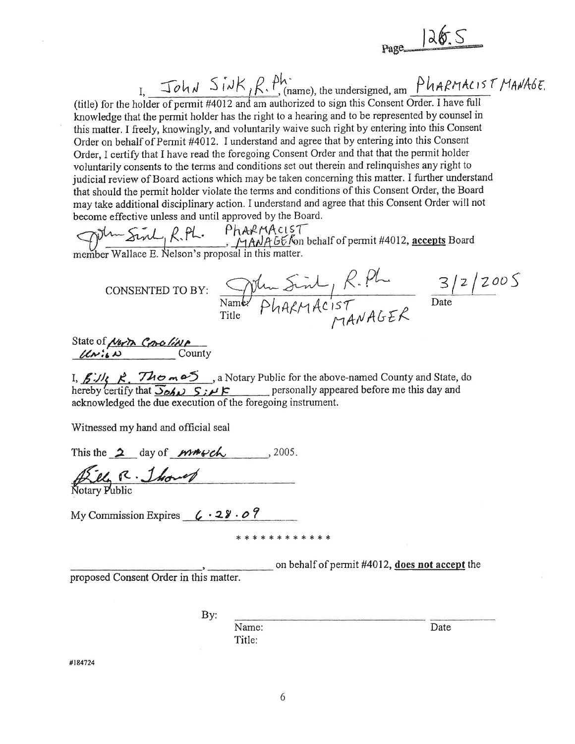Page 126.5

I, John Sink, R.Ph. (name), the undersigned, am Pharmacist Manager (title) for the holder of permit #4012 and am authorized to sign this Consent Order. I have full knowledge that the permit holder has the right to a hearing and to be represented by counsel in this matter. I freely, knowingly, and voluntarily waive such right by entering into this Consent Order on behalf of Permit #4012. I understand and agree that by entering into this Consent Order, I certify that I have read the foregoing Consent Order and that that the permit holder voluntarily consents to the terms and conditions set out therein and relinquishes any right to judicial review of Board actions which may be taken concerning this matter. I further understand that should the permit holder violate the terms and conditions of this Consent Order, the Board may take additional disciplinary action. I understand and agree that this Consent Order will not become effective unless and until approved by the Board.

John Sink, R.Ph., Pharmacist Manager on behalf of permit #4012, **accepts** Board member Wallace E. Nelson's proposal in this matter.

CONSENTED TO BY: John Sink, R.Ph. 3/2/2005

Name: 
Title: Pharmacist Manager

Date

State of North Carolina
Union County

I, Billy R. Thomas, a Notary Public for the above-named County and State, do hereby certify that John Sink personally appeared before me this day and acknowledged the due execution of the foregoing instrument.

Witnessed my hand and official seal

This the 2 day of March, 2005.

Billy R. Thomas
Notary Public

My Commission Expires 6 · 28 · 09

\* \* \* \* \* \* \* \* \* \* \* \*

\_\_\_\_\_\_\_\_\_\_\_\_\_\_\_\_\_\_\_\_, \_\_\_\_\_\_\_\_\_\_ on behalf of permit #4012, **does not accept** the proposed Consent Order in this matter.

By: \_\_\_\_\_\_\_\_\_\_\_\_\_\_\_\_\_\_\_\_ \_\_\_\_\_\_\_\_\_\_

Name: Date

Title:

#184724